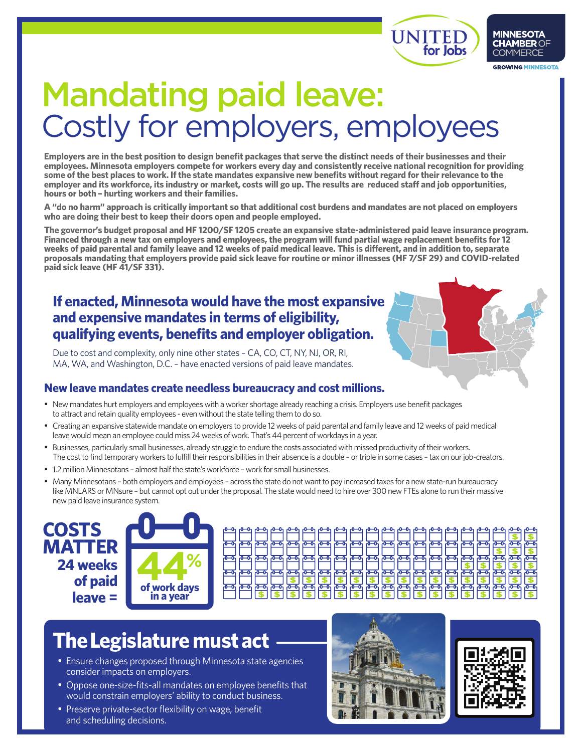UNITED for Jobs

MINNESOTA CHAMBER OF COMMERCE

GROWING MINNESOTA

# Mandating paid leave: Costly for employers, employees

**Employers are in the best position to design benefit packages that serve the distinct needs of their businesses and their employees. Minnesota employers compete for workers every day and consistently receive national recognition for providing some of the best places to work. If the state mandates expansive new benefits without regard for their relevance to the employer and its workforce, its industry or market, costs will go up. The results are reduced staff and job opportunities, hours or both – hurting workers and their families.**

**A "do no harm" approach is critically important so that additional cost burdens and mandates are not placed on employers who are doing their best to keep their doors open and people employed.**

**The governor's budget proposal and HF 1200/SF 1205 create an expansive state-administered paid leave insurance program. Financed through a new tax on employers and employees, the program will fund partial wage replacement benefits for 12 weeks of paid parental and family leave and 12 weeks of paid medical leave. This is different, and in addition to, separate proposals mandating that employers provide paid sick leave for routine or minor illnesses (HF 7/SF 29) and COVID-related paid sick leave (HF 41/SF 331).**

## If enacted, Minnesota would have the most expansive and expensive mandates in terms of eligibility, qualifying events, benefits and employer obligation.

Due to cost and complexity, only nine other states – CA, CO, CT, NY, NJ, OR, RI, MA, WA, and Washington, D.C. – have enacted versions of paid leave mandates.

### New leave mandates create needless bureaucracy and cost millions.

- New mandates hurt employers and employees with a worker shortage already reaching a crisis. Employers use benefit packages to attract and retain quality employees - even without the state telling them to do so.
- Creating an expansive statewide mandate on employers to provide 12 weeks of paid parental and family leave and 12 weeks of paid medical leave would mean an employee could miss 24 weeks of work. That's 44 percent of workdays in a year.
- Businesses, particularly small businesses, already struggle to endure the costs associated with missed productivity of their workers. The cost to find temporary workers to fulfill their responsibilities in their absence is a double – or triple in some cases – tax on our job-creators.
- 1.2 million Minnesotans – almost half the state's workforce – work for small businesses.
- Many Minnesotans – both employers and employees – across the state do not want to pay increased taxes for a new state-run bureaucracy like MNLARS or MNsure – but cannot opt out under the proposal. The state would need to hire over 300 new FTEs alone to run their massive new paid leave insurance system.

**COSTS MATTER**
**24 weeks of paid leave = 44% of work days in a year**

## The Legislature must act

- Ensure changes proposed through Minnesota state agencies consider impacts on employers.
- Oppose one-size-fits-all mandates on employee benefits that would constrain employers' ability to conduct business.
- Preserve private-sector flexibility on wage, benefit and scheduling decisions.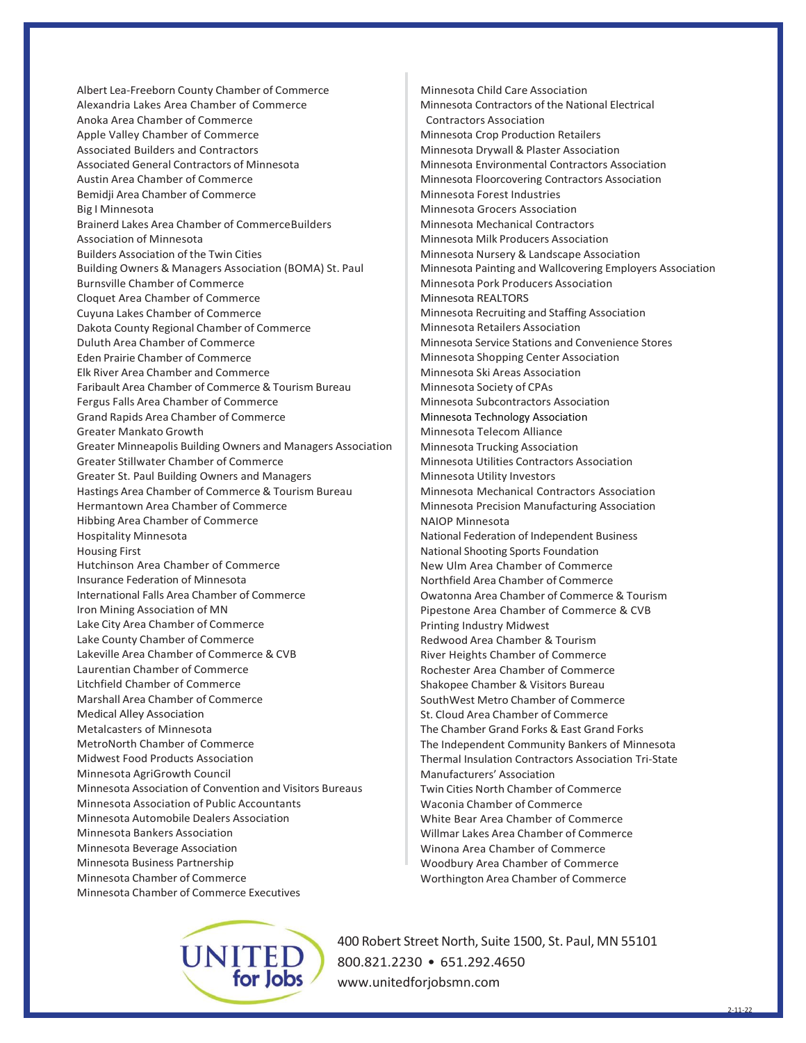Albert Lea-Freeborn County Chamber of Commerce
Alexandria Lakes Area Chamber of Commerce
Anoka Area Chamber of Commerce
Apple Valley Chamber of Commerce
Associated Builders and Contractors
Associated General Contractors of Minnesota
Austin Area Chamber of Commerce
Bemidji Area Chamber of Commerce
Big I Minnesota
Brainerd Lakes Area Chamber of CommerceBuilders Association of Minnesota
Builders Association of the Twin Cities
Building Owners & Managers Association (BOMA) St. Paul
Burnsville Chamber of Commerce
Cloquet Area Chamber of Commerce
Cuyuna Lakes Chamber of Commerce
Dakota County Regional Chamber of Commerce
Duluth Area Chamber of Commerce
Eden Prairie Chamber of Commerce
Elk River Area Chamber and Commerce
Faribault Area Chamber of Commerce & Tourism Bureau
Fergus Falls Area Chamber of Commerce
Grand Rapids Area Chamber of Commerce
Greater Mankato Growth
Greater Minneapolis Building Owners and Managers Association
Greater Stillwater Chamber of Commerce
Greater St. Paul Building Owners and Managers
Hastings Area Chamber of Commerce & Tourism Bureau
Hermantown Area Chamber of Commerce
Hibbing Area Chamber of Commerce
Hospitality Minnesota
Housing First
Hutchinson Area Chamber of Commerce
Insurance Federation of Minnesota
International Falls Area Chamber of Commerce
Iron Mining Association of MN
Lake City Area Chamber of Commerce
Lake County Chamber of Commerce
Lakeville Area Chamber of Commerce & CVB
Laurentian Chamber of Commerce
Litchfield Chamber of Commerce
Marshall Area Chamber of Commerce
Medical Alley Association
Metalcasters of Minnesota
MetroNorth Chamber of Commerce
Midwest Food Products Association
Minnesota AgriGrowth Council
Minnesota Association of Convention and Visitors Bureaus
Minnesota Association of Public Accountants
Minnesota Automobile Dealers Association
Minnesota Bankers Association
Minnesota Beverage Association
Minnesota Business Partnership
Minnesota Chamber of Commerce
Minnesota Chamber of Commerce Executives
Minnesota Child Care Association
Minnesota Contractors of the National Electrical Contractors Association
Minnesota Crop Production Retailers
Minnesota Drywall & Plaster Association
Minnesota Environmental Contractors Association
Minnesota Floorcovering Contractors Association
Minnesota Forest Industries
Minnesota Grocers Association
Minnesota Mechanical Contractors
Minnesota Milk Producers Association
Minnesota Nursery & Landscape Association
Minnesota Painting and Wallcovering Employers Association
Minnesota Pork Producers Association
Minnesota REALTORS
Minnesota Recruiting and Staffing Association
Minnesota Retailers Association
Minnesota Service Stations and Convenience Stores
Minnesota Shopping Center Association
Minnesota Ski Areas Association
Minnesota Society of CPAs
Minnesota Subcontractors Association
Minnesota Technology Association
Minnesota Telecom Alliance
Minnesota Trucking Association
Minnesota Utilities Contractors Association
Minnesota Utility Investors
Minnesota Mechanical Contractors Association
Minnesota Precision Manufacturing Association
NAIOP Minnesota
National Federation of Independent Business
National Shooting Sports Foundation
New Ulm Area Chamber of Commerce
Northfield Area Chamber of Commerce
Owatonna Area Chamber of Commerce & Tourism
Pipestone Area Chamber of Commerce & CVB
Printing Industry Midwest
Redwood Area Chamber & Tourism
River Heights Chamber of Commerce
Rochester Area Chamber of Commerce
Shakopee Chamber & Visitors Bureau
SouthWest Metro Chamber of Commerce
St. Cloud Area Chamber of Commerce
The Chamber Grand Forks & East Grand Forks
The Independent Community Bankers of Minnesota
Thermal Insulation Contractors Association Tri-State Manufacturers' Association
Twin Cities North Chamber of Commerce
Waconia Chamber of Commerce
White Bear Area Chamber of Commerce
Willmar Lakes Area Chamber of Commerce
Winona Area Chamber of Commerce
Woodbury Area Chamber of Commerce
Worthington Area Chamber of Commerce

UNITED for Jobs

400 Robert Street North, Suite 1500, St. Paul, MN 55101
800.821.2230 • 651.292.4650
www.unitedforjobsmn.com

2-11-22